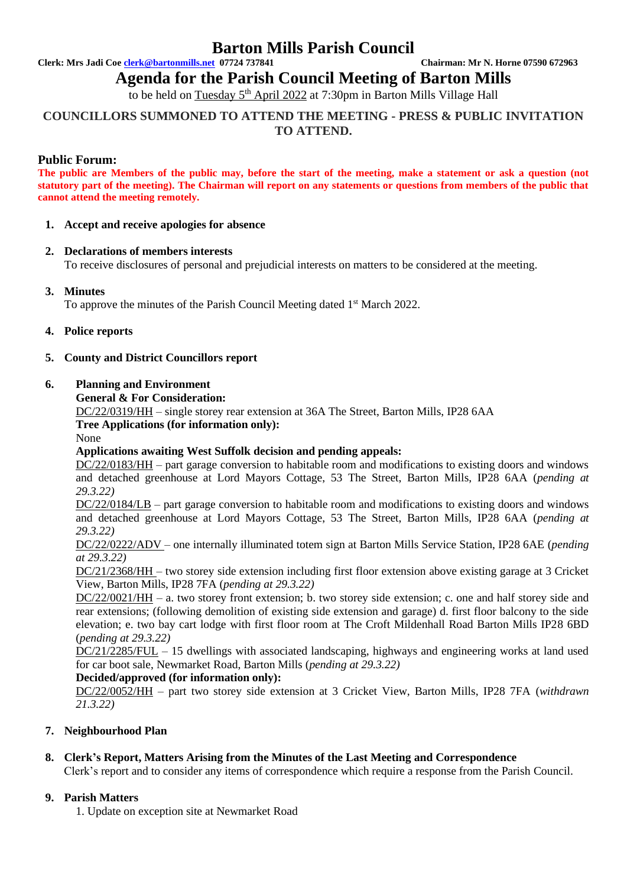# Barton Mills Parish Council

**Clerk: Mrs Jadi Coe clerk@bartonmills.net 07724 737841** **Chairman: Mr N. Horne 07590 672963**

## Agenda for the Parish Council Meeting of Barton Mills

to be held on Tuesday 5th April 2022 at 7:30pm in Barton Mills Village Hall

**COUNCILLORS SUMMONED TO ATTEND THE MEETING - PRESS & PUBLIC INVITATION TO ATTEND.**

### Public Forum:

**The public are Members of the public may, before the start of the meeting, make a statement or ask a question (not statutory part of the meeting). The Chairman will report on any statements or questions from members of the public that cannot attend the meeting remotely.**

1. **Accept and receive apologies for absence**

2. **Declarations of members interests**
   To receive disclosures of personal and prejudicial interests on matters to be considered at the meeting.

3. **Minutes**
   To approve the minutes of the Parish Council Meeting dated 1st March 2022.

4. **Police reports**

5. **County and District Councillors report**

6. **Planning and Environment**
   **General & For Consideration:**
   DC/22/0319/HH – single storey rear extension at 36A The Street, Barton Mills, IP28 6AA
   **Tree Applications (for information only):**
   None
   **Applications awaiting West Suffolk decision and pending appeals:**
   DC/22/0183/HH – part garage conversion to habitable room and modifications to existing doors and windows and detached greenhouse at Lord Mayors Cottage, 53 The Street, Barton Mills, IP28 6AA (*pending at 29.3.22)*
   DC/22/0184/LB – part garage conversion to habitable room and modifications to existing doors and windows and detached greenhouse at Lord Mayors Cottage, 53 The Street, Barton Mills, IP28 6AA (*pending at 29.3.22)*
   DC/22/0222/ADV – one internally illuminated totem sign at Barton Mills Service Station, IP28 6AE (*pending at 29.3.22)*
   DC/21/2368/HH – two storey side extension including first floor extension above existing garage at 3 Cricket View, Barton Mills, IP28 7FA (*pending at 29.3.22)*
   DC/22/0021/HH – a. two storey front extension; b. two storey side extension; c. one and half storey side and rear extensions; (following demolition of existing side extension and garage) d. first floor balcony to the side elevation; e. two bay cart lodge with first floor room at The Croft Mildenhall Road Barton Mills IP28 6BD (*pending at 29.3.22)*
   DC/21/2285/FUL – 15 dwellings with associated landscaping, highways and engineering works at land used for car boot sale, Newmarket Road, Barton Mills (*pending at 29.3.22)*
   **Decided/approved (for information only):**
   DC/22/0052/HH – part two storey side extension at 3 Cricket View, Barton Mills, IP28 7FA (*withdrawn 21.3.22)*

7. **Neighbourhood Plan**

8. **Clerk's Report, Matters Arising from the Minutes of the Last Meeting and Correspondence**
   Clerk's report and to consider any items of correspondence which require a response from the Parish Council.

9. **Parish Matters**
   1. Update on exception site at Newmarket Road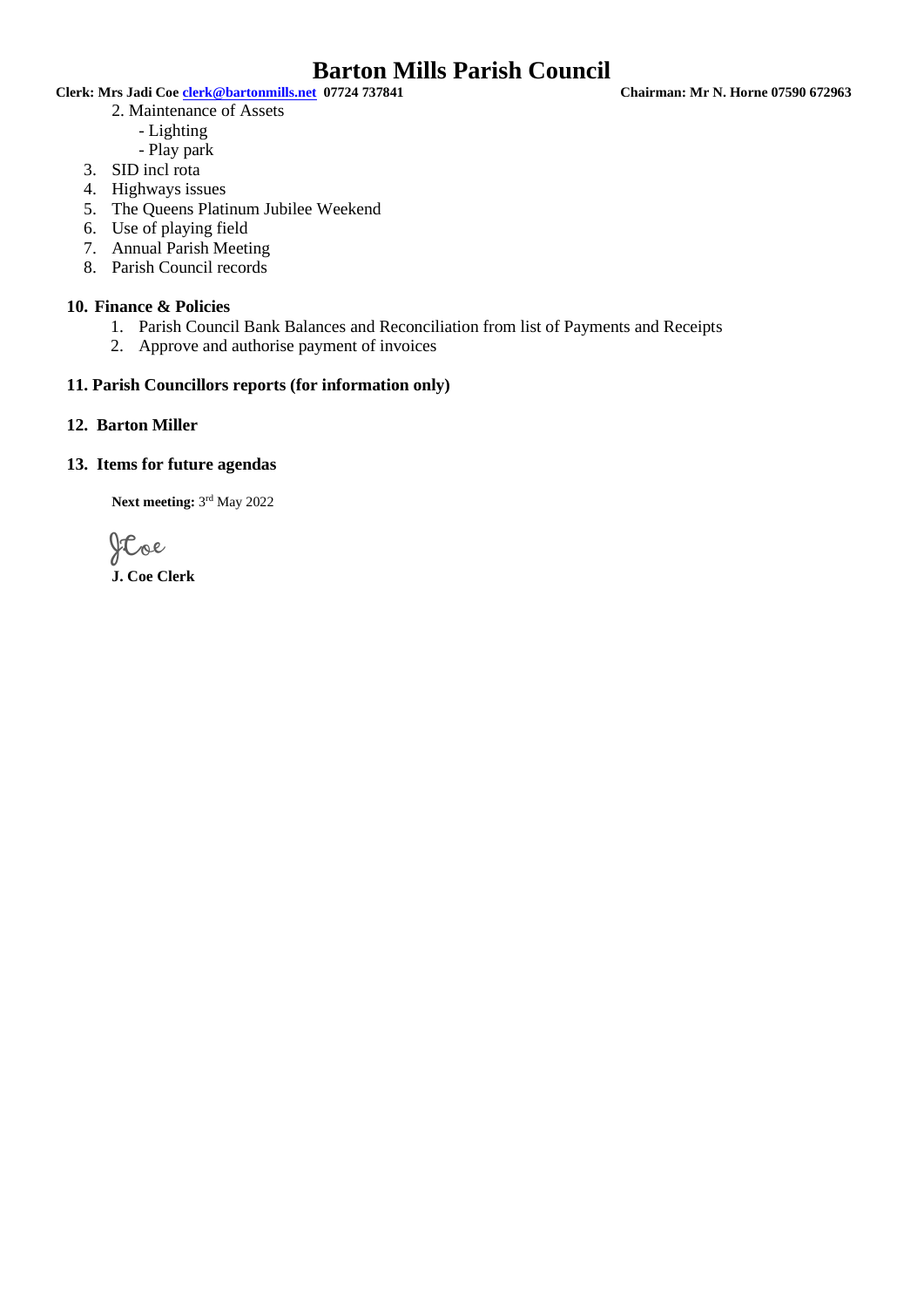2. Maintenance of Assets
    - Lighting
    - Play park
3. SID incl rota
4. Highways issues
5. The Queens Platinum Jubilee Weekend
6. Use of playing field
7. Annual Parish Meeting
8. Parish Council records

**10. Finance & Policies**

1. Parish Council Bank Balances and Reconciliation from list of Payments and Receipts
2. Approve and authorise payment of invoices

**11. Parish Councillors reports (for information only)**

**12. Barton Miller**

**13. Items for future agendas**

**Next meeting:** 3rd May 2022

JCoe

**J. Coe Clerk**